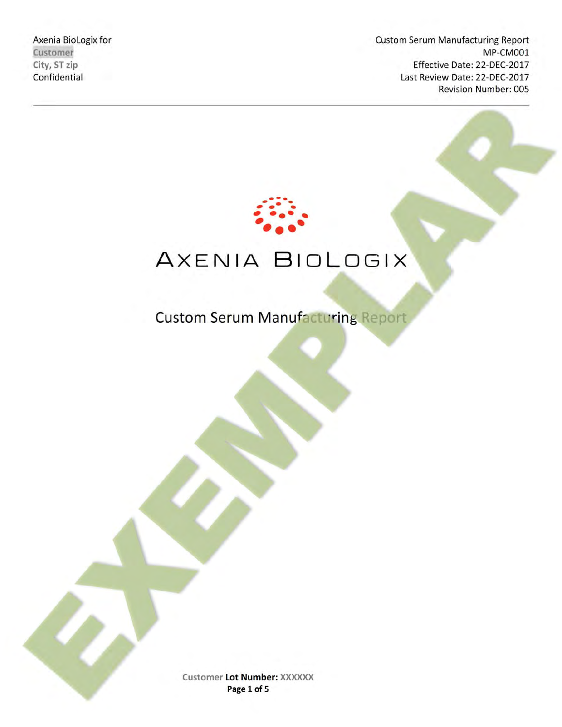Axenia BioLogix for
Customer
City, ST zip
Confidential

Custom Serum Manufacturing Report
MP-CM001
Effective Date: 22-DEC-2017
Last Review Date: 22-DEC-2017
Revision Number: 005

# AXENIA BIOLOGIX

## Custom Serum Manufacturing Report

EXEMPLAR

Customer **Lot Number:** XXXXXX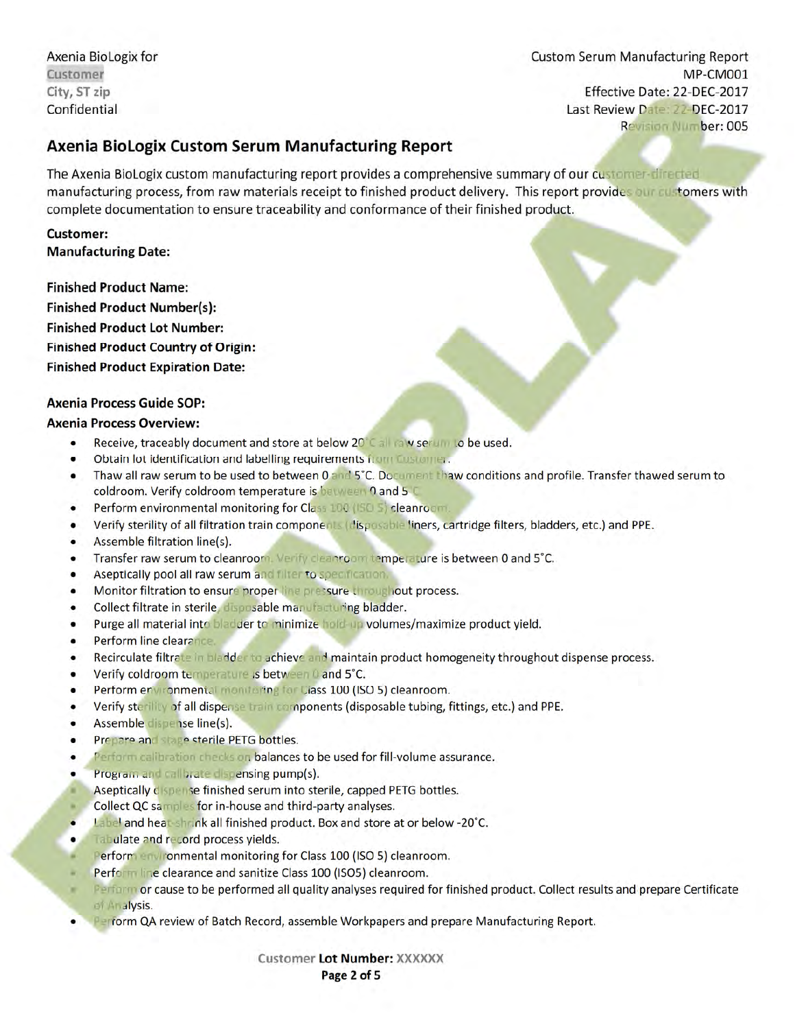Axenia BioLogix for
Customer
City, ST zip
Confidential

Custom Serum Manufacturing Report
MP-CM001
Effective Date: 22-DEC-2017
Last Review Date: 22-DEC-2017
Revision Number: 005

## Axenia BioLogix Custom Serum Manufacturing Report

The Axenia BioLogix custom manufacturing report provides a comprehensive summary of our customer-directed manufacturing process, from raw materials receipt to finished product delivery. This report provides our customers with complete documentation to ensure traceability and conformance of their finished product.

**Customer:**
**Manufacturing Date:**

**Finished Product Name:**
**Finished Product Number(s):**
**Finished Product Lot Number:**
**Finished Product Country of Origin:**
**Finished Product Expiration Date:**

**Axenia Process Guide SOP:**
**Axenia Process Overview:**

- Receive, traceably document and store at below 20°C all raw serum to be used.
- Obtain lot identification and labelling requirements from Customer.
- Thaw all raw serum to be used to between 0 and 5°C. Document thaw conditions and profile. Transfer thawed serum to coldroom. Verify coldroom temperature is between 0 and 5°C.
- Perform environmental monitoring for Class 100 (ISO 5) cleanroom.
- Verify sterility of all filtration train components (disposable liners, cartridge filters, bladders, etc.) and PPE.
- Assemble filtration line(s).
- Transfer raw serum to cleanroom. Verify cleanroom temperature is between 0 and 5°C.
- Aseptically pool all raw serum and filter to specification.
- Monitor filtration to ensure proper line pressure throughout process.
- Collect filtrate in sterile, disposable manufacturing bladder.
- Purge all material into bladder to minimize hold-up volumes/maximize product yield.
- Perform line clearance.
- Recirculate filtrate in bladder to achieve and maintain product homogeneity throughout dispense process.
- Verify coldroom temperature is between 0 and 5°C.
- Perform environmental monitoring for Class 100 (ISO 5) cleanroom.
- Verify sterility of all dispense train components (disposable tubing, fittings, etc.) and PPE.
- Assemble dispense line(s).
- Prepare and stage sterile PETG bottles.
- Perform calibration checks on balances to be used for fill-volume assurance.
- Program and calibrate dispensing pump(s).
- Aseptically dispense finished serum into sterile, capped PETG bottles.
- Collect QC samples for in-house and third-party analyses.
- Label and heat-shrink all finished product. Box and store at or below -20°C.
- Tabulate and record process yields.
- Perform environmental monitoring for Class 100 (ISO 5) cleanroom.
- Perform line clearance and sanitize Class 100 (ISO5) cleanroom.
- Perform or cause to be performed all quality analyses required for finished product. Collect results and prepare Certificate of Analysis.
- Perform QA review of Batch Record, assemble Workpapers and prepare Manufacturing Report.

Customer **Lot Number:** XXXXXX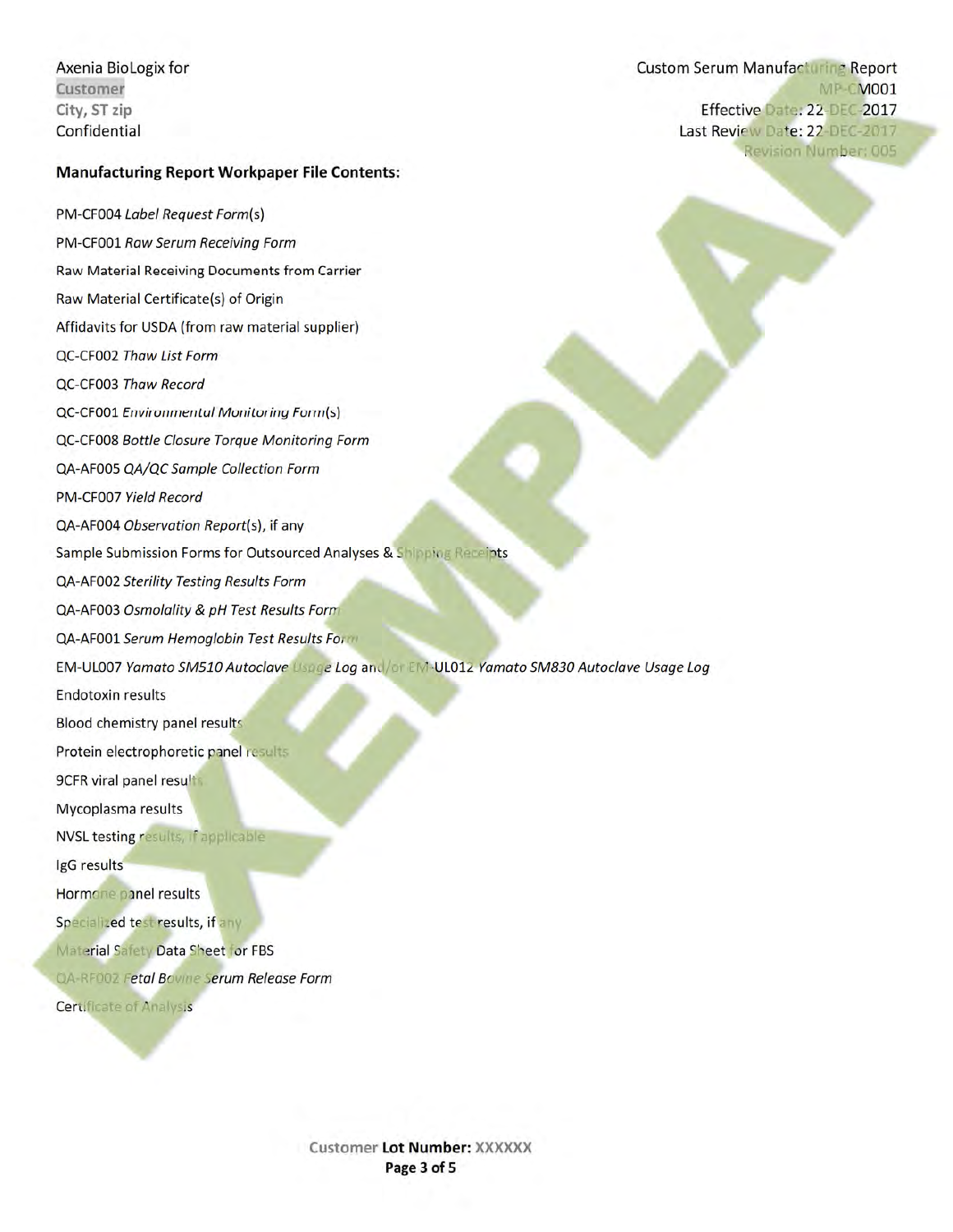## Manufacturing Report Workpaper File Contents:

PM-CF004 *Label Request Form*(s)

PM-CF001 *Raw Serum Receiving Form*

Raw Material Receiving Documents from Carrier

Raw Material Certificate(s) of Origin

Affidavits for USDA (from raw material supplier)

QC-CF002 *Thaw List Form*

QC-CF003 *Thaw Record*

QC-CF001 *Environmental Monitoring Form*(s)

QC-CF008 *Bottle Closure Torque Monitoring Form*

QA-AF005 *QA/QC Sample Collection Form*

PM-CF007 *Yield Record*

QA-AF004 *Observation Report*(s), if any

Sample Submission Forms for Outsourced Analyses & Shipping Receipts

QA-AF002 *Sterility Testing Results Form*

QA-AF003 *Osmolality & pH Test Results Form*

QA-AF001 *Serum Hemoglobin Test Results Form*

EM-UL007 *Yamato SM510 Autoclave Usage Log* and/or EM-UL012 *Yamato SM830 Autoclave Usage Log*

Endotoxin results

Blood chemistry panel results

Protein electrophoretic panel results

9CFR viral panel results

Mycoplasma results

NVSL testing results, if applicable

IgG results

Hormone panel results

Specialized test results, if any

Material Safety Data Sheet for FBS

QA-RF002 *Fetal Bovine Serum Release Form*

Certificate of Analysis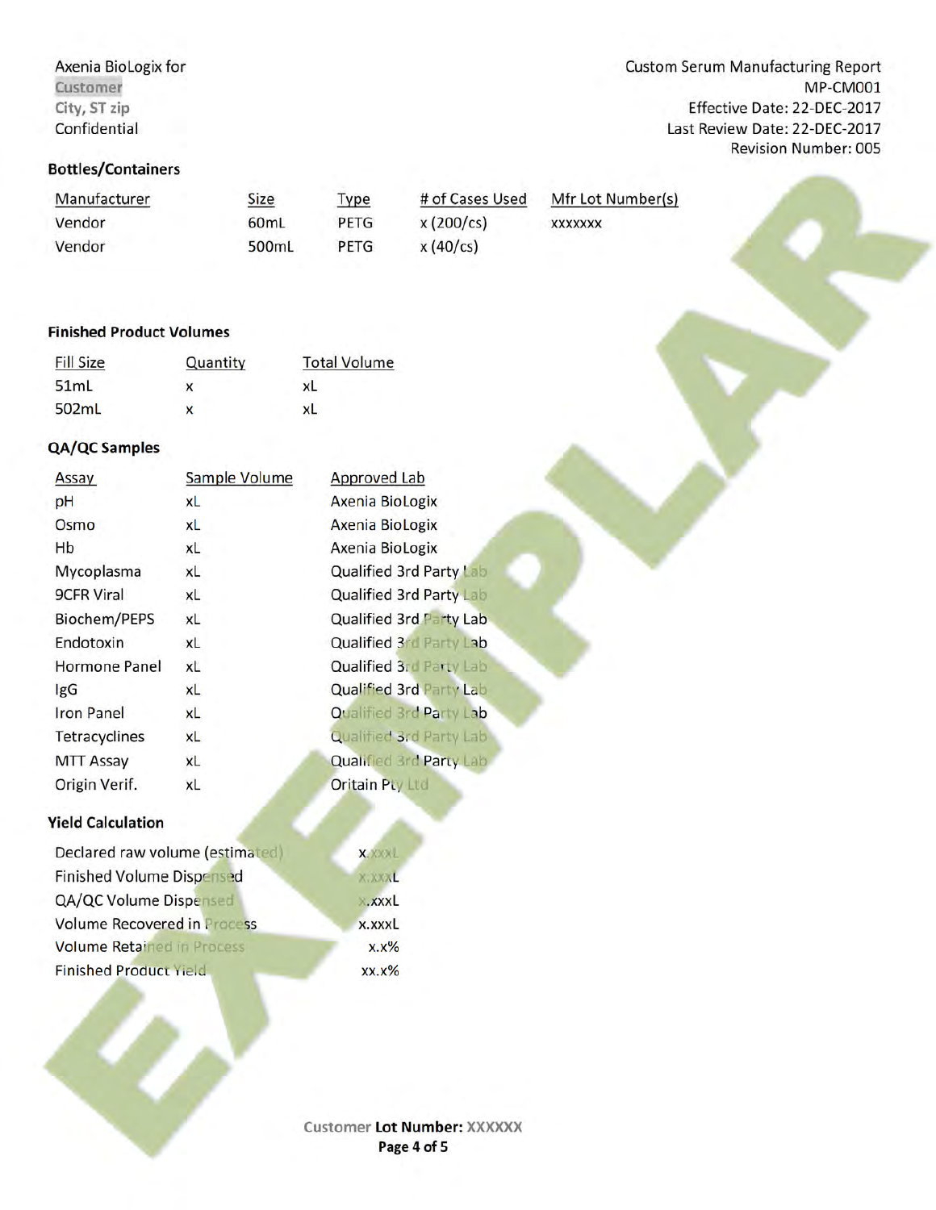## Bottles/Containers

| Manufacturer | Size | Type | # of Cases Used | Mfr Lot Number(s) |
| --- | --- | --- | --- | --- |
| Vendor | 60mL | PETG | x (200/cs) | xxxxxxx |
| Vendor | 500mL | PETG | x (40/cs) | |

## Finished Product Volumes

| Fill Size | Quantity | Total Volume |
| --- | --- | --- |
| 51mL | x | xL |
| 502mL | x | xL |

## QA/QC Samples

| Assay | Sample Volume | Approved Lab |
| --- | --- | --- |
| pH | xL | Axenia BioLogix |
| Osmo | xL | Axenia BioLogix |
| Hb | xL | Axenia BioLogix |
| Mycoplasma | xL | Qualified 3rd Party Lab |
| 9CFR Viral | xL | Qualified 3rd Party Lab |
| Biochem/PEPS | xL | Qualified 3rd Party Lab |
| Endotoxin | xL | Qualified 3rd Party Lab |
| Hormone Panel | xL | Qualified 3rd Party Lab |
| IgG | xL | Qualified 3rd Party Lab |
| Iron Panel | xL | Qualified 3rd Party Lab |
| Tetracyclines | xL | Qualified 3rd Party Lab |
| MTT Assay | xL | Qualified 3rd Party Lab |
| Origin Verif. | xL | Oritain Pty Ltd |

## Yield Calculation

| | |
| --- | --- |
| Declared raw volume (estimated) | x.xxxL |
| Finished Volume Dispensed | x.xxxL |
| QA/QC Volume Dispensed | x.xxxL |
| Volume Recovered in Process | x.xxxL |
| Volume Retained in Process | x.x% |
| Finished Product Yield | xx.x% |

EXEMPLAR

Customer Lot Number: XXXXXX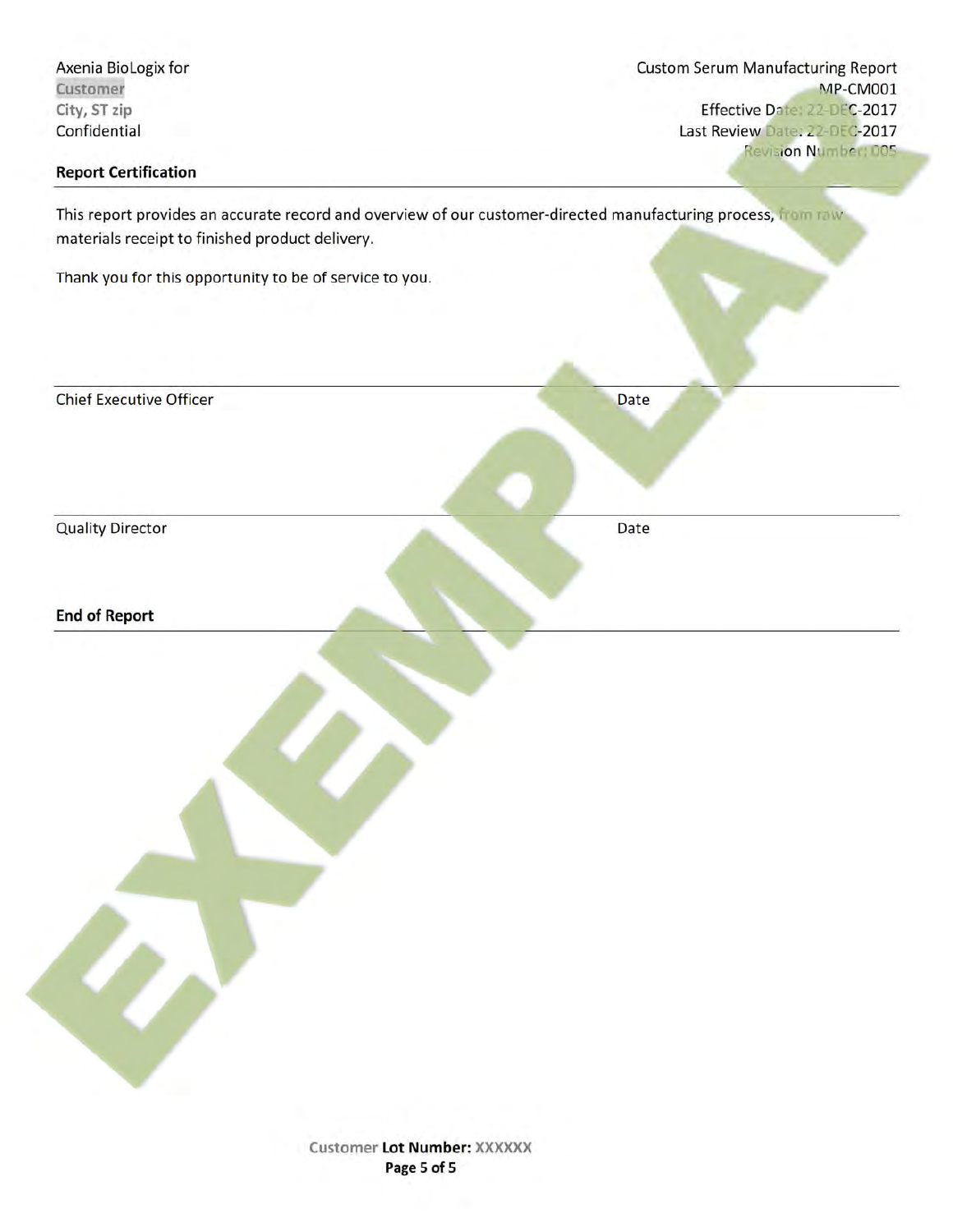## Report Certification

This report provides an accurate record and overview of our customer-directed manufacturing process, from raw materials receipt to finished product delivery.

Thank you for this opportunity to be of service to you.

| | |
|---|---|
| Chief Executive Officer | Date |

| | |
|---|---|
| Quality Director | Date |

## End of Report